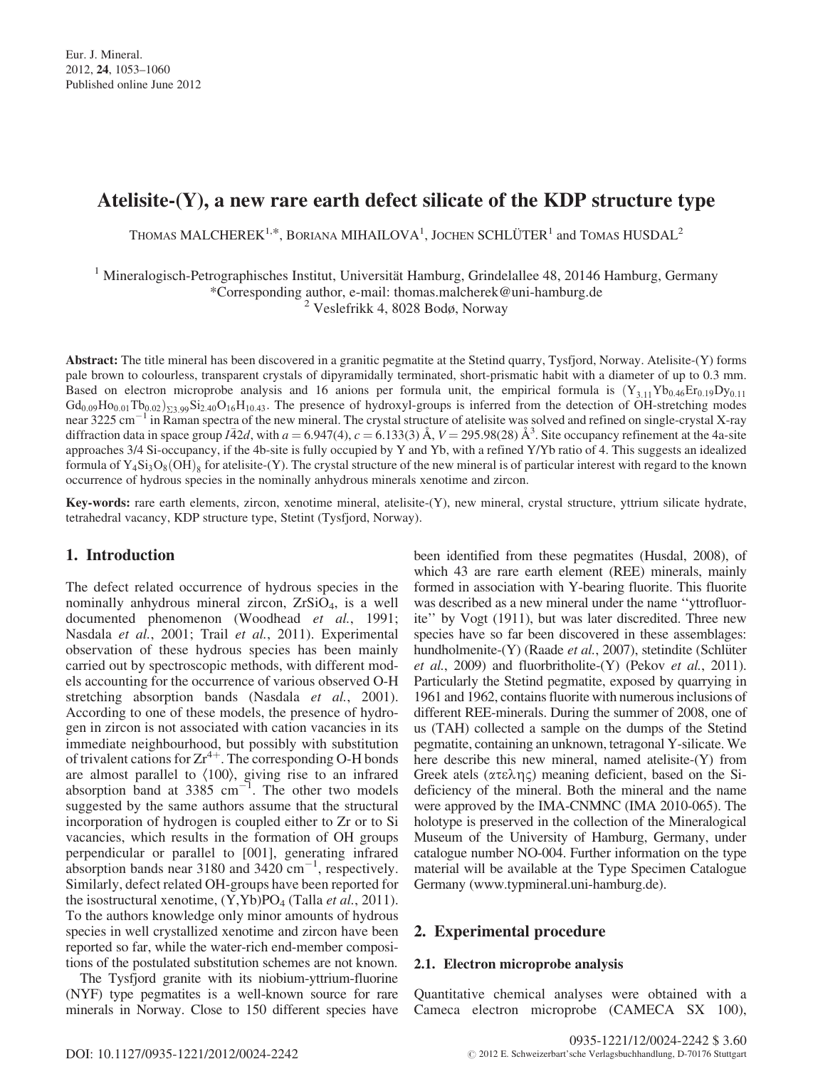Eur. J. Mineral.
2012, **24**, 1053–1060
Published online June 2012

# Atelisite-(Y), a new rare earth defect silicate of the KDP structure type

THOMAS MALCHEREK[1,*], BORIANA MIHAILOVA[1], JOCHEN SCHLÜTER[1] and TOMAS HUSDAL[2]

[1] Mineralogisch-Petrographisches Institut, Universität Hamburg, Grindelallee 48, 20146 Hamburg, Germany
*Corresponding author, e-mail: thomas.malcherek@uni-hamburg.de
[2] Veslefrikk 4, 8028 Bodø, Norway

**Abstract:** The title mineral has been discovered in a granitic pegmatite at the Stetind quarry, Tysfjord, Norway. Atelisite-(Y) forms pale brown to colourless, transparent crystals of dipyramidally terminated, short-prismatic habit with a diameter of up to 0.3 mm. Based on electron microprobe analysis and 16 anions per formula unit, the empirical formula is $(Y_{3.11}Yb_{0.46}Er_{0.19}Dy_{0.11}Gd_{0.09}Ho_{0.01}Tb_{0.02})_{\Sigma 3.99}Si_{2.40}O_{16}H_{10.43}$. The presence of hydroxyl-groups is inferred from the detection of OH-stretching modes near 3225 $cm^{-1}$ in Raman spectra of the new mineral. The crystal structure of atelisite was solved and refined on single-crystal X-ray diffraction data in space group $I\bar{4}2d$, with $a = 6.947(4)$, $c = 6.133(3)$ Å, $V = 295.98(28)$ Å$^3$. Site occupancy refinement at the 4a-site approaches 3/4 Si-occupancy, if the 4b-site is fully occupied by Y and Yb, with a refined Y/Yb ratio of 4. This suggests an idealized formula of $Y_4Si_3O_8(OH)_8$ for atelisite-(Y). The crystal structure of the new mineral is of particular interest with regard to the known occurrence of hydrous species in the nominally anhydrous minerals xenotime and zircon.

**Key-words:** rare earth elements, zircon, xenotime mineral, atelisite-(Y), new mineral, crystal structure, yttrium silicate hydrate, tetrahedral vacancy, KDP structure type, Stetint (Tysfjord, Norway).

## 1. Introduction

The defect related occurrence of hydrous species in the nominally anhydrous mineral zircon, $ZrSiO_4$, is a well documented phenomenon (Woodhead *et al.*, 1991; Nasdala *et al.*, 2001; Trail *et al.*, 2011). Experimental observation of these hydrous species has been mainly carried out by spectroscopic methods, with different models accounting for the occurrence of various observed O-H stretching absorption bands (Nasdala *et al.*, 2001). According to one of these models, the presence of hydrogen in zircon is not associated with cation vacancies in its immediate neighbourhood, but possibly with substitution of trivalent cations for $Zr^{4+}$. The corresponding O-H bonds are almost parallel to ⟨100⟩, giving rise to an infrared absorption band at 3385 $cm^{-1}$. The other two models suggested by the same authors assume that the structural incorporation of hydrogen is coupled either to Zr or to Si vacancies, which results in the formation of OH groups perpendicular or parallel to [001], generating infrared absorption bands near 3180 and 3420 $cm^{-1}$, respectively. Similarly, defect related OH-groups have been reported for the isostructural xenotime, (Y,Yb)$PO_4$ (Talla *et al.*, 2011). To the authors knowledge only minor amounts of hydrous species in well crystallized xenotime and zircon have been reported so far, while the water-rich end-member compositions of the postulated substitution schemes are not known.

The Tysfjord granite with its niobium-yttrium-fluorine (NYF) type pegmatites is a well-known source for rare minerals in Norway. Close to 150 different species have been identified from these pegmatites (Husdal, 2008), of which 43 are rare earth element (REE) minerals, mainly formed in association with Y-bearing fluorite. This fluorite was described as a new mineral under the name ''yttrofluorite'' by Vogt (1911), but was later discredited. Three new species have so far been discovered in these assemblages: hundholmenite-(Y) (Raade *et al.*, 2007), stetindite (Schlüter *et al.*, 2009) and fluorbritholite-(Y) (Pekov *et al.*, 2011). Particularly the Stetind pegmatite, exposed by quarrying in 1961 and 1962, contains fluorite with numerous inclusions of different REE-minerals. During the summer of 2008, one of us (TAH) collected a sample on the dumps of the Stetind pegmatite, containing an unknown, tetragonal Y-silicate. We here describe this new mineral, named atelisite-(Y) from Greek atels (ατελης) meaning deficient, based on the Si-deficiency of the mineral. Both the mineral and the name were approved by the IMA-CNMNC (IMA 2010-065). The holotype is preserved in the collection of the Mineralogical Museum of the University of Hamburg, Germany, under catalogue number NO-004. Further information on the type material will be available at the Type Specimen Catalogue Germany (www.typmineral.uni-hamburg.de).

## 2. Experimental procedure

### 2.1. Electron microprobe analysis

Quantitative chemical analyses were obtained with a Cameca electron microprobe (CAMECA SX 100),

DOI: 10.1127/0935-1221/2012/0024-2242

0935-1221/12/0024-2242 $ 3.60
© 2012 E. Schweizerbart'sche Verlagsbuchhandlung, D-70176 Stuttgart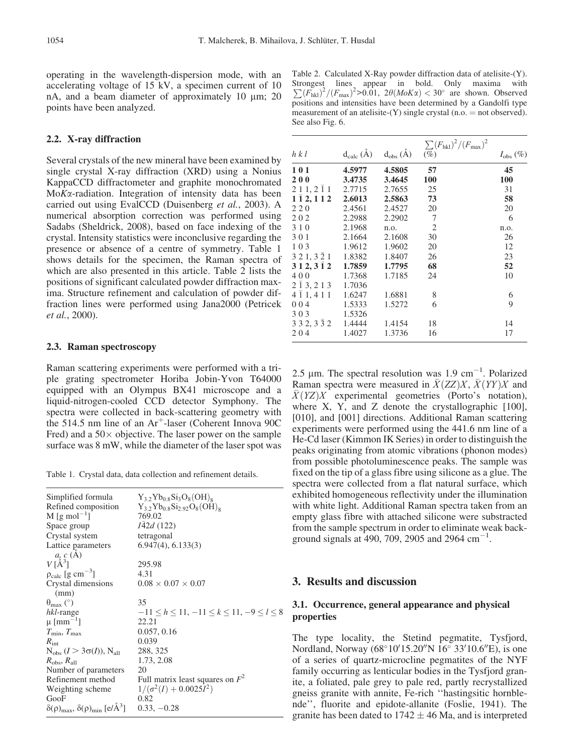operating in the wavelength-dispersion mode, with an accelerating voltage of 15 kV, a specimen current of 10 nA, and a beam diameter of approximately 10 μm; 20 points have been analyzed.

### 2.2. X-ray diffraction

Several crystals of the new mineral have been examined by single crystal X-ray diffraction (XRD) using a Nonius KappaCCD diffractometer and graphite monochromated Mo$K\alpha$-radiation. Integration of intensity data has been carried out using EvalCCD (Duisenberg *et al.*, 2003). A numerical absorption correction was performed using Sadabs (Sheldrick, 2008), based on face indexing of the crystal. Intensity statistics were inconclusive regarding the presence or absence of a centre of symmetry. Table 1 shows details for the specimen, the Raman spectra of which are also presented in this article. Table 2 lists the positions of significant calculated powder diffraction maxima. Structure refinement and calculation of powder diffraction lines were performed using Jana2000 (Petricek *et al.*, 2000).

### 2.3. Raman spectroscopy

Raman scattering experiments were performed with a triple grating spectrometer Horiba Jobin-Yvon T64000 equipped with an Olympus BX41 microscope and a liquid-nitrogen-cooled CCD detector Symphony. The spectra were collected in back-scattering geometry with the 514.5 nm line of an $Ar^+$-laser (Coherent Innova 90C Fred) and a 50× objective. The laser power on the sample surface was 8 mW, while the diameter of the laser spot was 2.5 μm. The spectral resolution was 1.9 $cm^{-1}$. Polarized Raman spectra were measured in $\bar{X}(ZZ)X$, $\bar{X}(YY)X$ and $\bar{X}(YZ)X$ experimental geometries (Porto's notation), where X, Y, and Z denote the crystallographic [100], [010], and [001] directions. Additional Raman scattering experiments were performed using the 441.6 nm line of a He-Cd laser (Kimmon IK Series) in order to distinguish the peaks originating from atomic vibrations (phonon modes) from possible photoluminescence peaks. The sample was fixed on the tip of a glass fibre using silicone as a glue. The spectra were collected from a flat natural surface, which exhibited homogeneous reflectivity under the illumination with white light. Additional Raman spectra taken from an empty glass fibre with attached silicone were substracted from the sample spectrum in order to eliminate weak background signals at 490, 709, 2905 and 2964 $cm^{-1}$.

Table 1. Crystal data, data collection and refinement details.

| | |
|---|---|
| Simplified formula | $Y_{3.2}Yb_{0.8}Si_3O_8(OH)_8$ |
| Refined composition | $Y_{3.2}Yb_{0.8}Si_{2.92}O_8(OH)_8$ |
| M [g mol$^{-1}$] | 769.02 |
| Space group | $I\bar{4}2d$ (122) |
| Crystal system | tetragonal |
| Lattice parameters $a$, $c$ (Å) | 6.947(4), 6.133(3) |
| $V$ [Å$^3$] | 295.98 |
| $\rho_{calc}$ [g cm$^{-3}$] | 4.31 |
| Crystal dimensions (mm) | 0.08 × 0.07 × 0.07 |
| $\theta_{max}$ (°) | 35 |
| *hkl*-range | $-11 \leq h \leq 11, -11 \leq k \leq 11, -9 \leq l \leq 8$ |
| $\mu$ [mm$^{-1}$] | 22.21 |
| $T_{min}$, $T_{max}$ | 0.057, 0.16 |
| $R_{int}$ | 0.039 |
| $N_{obs}$ ($I > 3\sigma(I)$), $N_{all}$ | 288, 325 |
| $R_{obs}$, $R_{all}$ | 1.73, 2.08 |
| Number of parameters | 20 |
| Refinement method | Full matrix least squares on $F^2$ |
| Weighting scheme | $1/(\sigma^2(I) + 0.0025I^2)$ |
| GooF | 0.82 |
| $\delta(\rho)_{max}$, $\delta(\rho)_{min}$ [e/Å$^3$] | 0.33, −0.28 |

Table 2. Calculated X-Ray powder diffraction data of atelisite-(Y). Strongest lines appear in bold. Only maxima with $\sum(F_{hkl})^2/(F_{max})^2 > 0.01$, $2\theta(MoK\alpha) < 30°$ are shown. Observed positions and intensities have been determined by a Gandolfi type measurement of an atelisite-(Y) single crystal (n.o. = not observed). See also Fig. 6.

| $h\,k\,l$ | $d_{calc}$ (Å) | $d_{obs}$ (Å) | $\sum(F_{hkl})^2/(F_{max})^2$ (%) | $I_{obs}$ (%) |
|---|---|---|---|---|
| **1 0 1** | **4.5977** | **4.5805** | **57** | **45** |
| **2 0 0** | **3.4735** | **3.4645** | **100** | **100** |
| 2 1 1, 2 $\bar{1}$ 1 | 2.7715 | 2.7655 | 25 | 31 |
| **1 $\bar{1}$ 2, 1 1 2** | **2.6013** | **2.5863** | **73** | **58** |
| 2 2 0 | 2.4561 | 2.4527 | 20 | 20 |
| 2 0 2 | 2.2988 | 2.2902 | 7 | 6 |
| 3 1 0 | 2.1968 | n.o. | 2 | n.o. |
| 3 0 1 | 2.1664 | 2.1608 | 30 | 26 |
| 1 0 3 | 1.9612 | 1.9602 | 20 | 12 |
| 3 2 1, 3 $\bar{2}$ 1 | 1.8382 | 1.8407 | 26 | 23 |
| **3 1 2, 3 $\bar{1}$ 2** | **1.7859** | **1.7795** | **68** | **52** |
| 4 0 0 | 1.7368 | 1.7185 | 24 | 10 |
| 2 $\bar{1}$ 3, 2 1 3 | 1.7036 | | | |
| 4 $\bar{1}$ 1, 4 1 1 | 1.6247 | 1.6881 | 8 | 6 |
| 0 0 4 | 1.5333 | 1.5272 | 6 | 9 |
| 3 0 3 | 1.5326 | | | |
| 3 3 2, 3 $\bar{3}$ 2 | 1.4444 | 1.4154 | 18 | 14 |
| 2 0 4 | 1.4027 | 1.3736 | 16 | 17 |

## 3. Results and discussion

### 3.1. Occurrence, general appearance and physical properties

The type locality, the Stetind pegmatite, Tysfjord, Nordland, Norway (68°10′15.20″N 16° 33′10.6″E), is one of a series of quartz-microcline pegmatites of the NYF family occurring as lenticular bodies in the Tysfjord granite, a foliated, pale grey to pale red, partly recrystallized gneiss granite with annite, Fe-rich ''hastingsitic hornblende'', fluorite and epidote-allanite (Foslie, 1941). The granite has been dated to 1742 ± 46 Ma, and is interpreted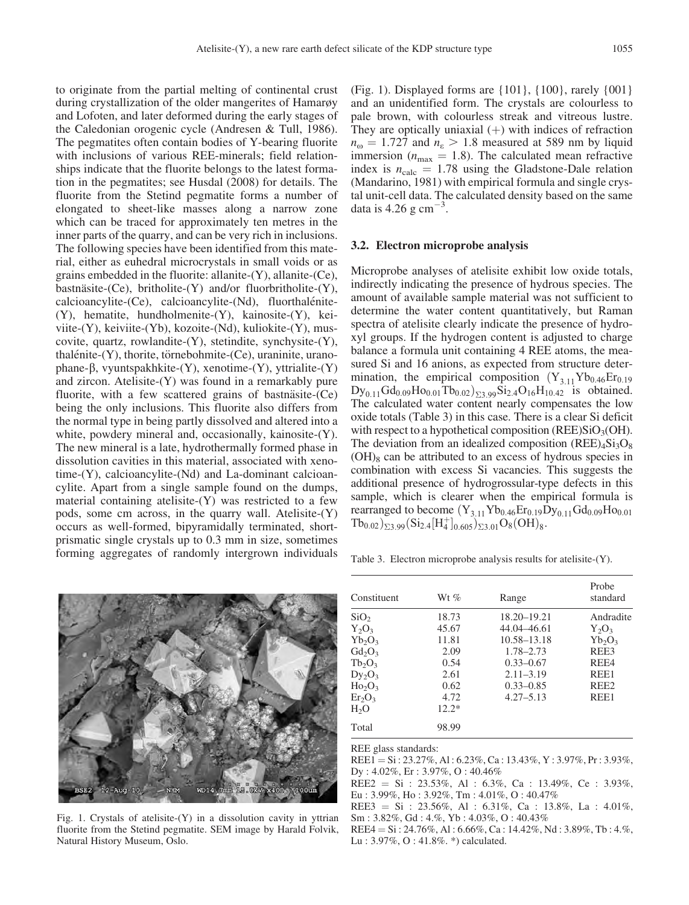to originate from the partial melting of continental crust during crystallization of the older mangerites of Hamarøy and Lofoten, and later deformed during the early stages of the Caledonian orogenic cycle (Andresen & Tull, 1986). The pegmatites often contain bodies of Y-bearing fluorite with inclusions of various REE-minerals; field relationships indicate that the fluorite belongs to the latest formation in the pegmatites; see Husdal (2008) for details. The fluorite from the Stetind pegmatite forms a number of elongated to sheet-like masses along a narrow zone which can be traced for approximately ten metres in the inner parts of the quarry, and can be very rich in inclusions. The following species have been identified from this material, either as euhedral microcrystals in small voids or as grains embedded in the fluorite: allanite-(Y), allanite-(Ce), bastnäsite-(Ce), britholite-(Y) and/or fluorbritholite-(Y), calcioancylite-(Ce), calcioancylite-(Nd), fluorthalénite-(Y), hematite, hundholmenite-(Y), kainosite-(Y), keiviite-(Y), keiviite-(Yb), kozoite-(Nd), kuliokite-(Y), muscovite, quartz, rowlandite-(Y), stetindite, synchysite-(Y), thalénite-(Y), thorite, törnebohmite-(Ce), uraninite, uranophane-β, vyuntspakhkite-(Y), xenotime-(Y), yttrialite-(Y) and zircon. Atelisite-(Y) was found in a remarkably pure fluorite, with a few scattered grains of bastnäsite-(Ce) being the only inclusions. This fluorite also differs from the normal type in being partly dissolved and altered into a white, powdery mineral and, occasionally, kainosite-(Y). The new mineral is a late, hydrothermally formed phase in dissolution cavities in this material, associated with xenotime-(Y), calcioancylite-(Nd) and La-dominant calcioancylite. Apart from a single sample found on the dumps, material containing atelisite-(Y) was restricted to a few pods, some cm across, in the quarry wall. Atelisite-(Y) occurs as well-formed, bipyramidally terminated, short-prismatic single crystals up to 0.3 mm in size, sometimes forming aggregates of randomly intergrown individuals (Fig. 1). Displayed forms are {101}, {100}, rarely {001} and an unidentified form. The crystals are colourless to pale brown, with colourless streak and vitreous lustre. They are optically uniaxial (+) with indices of refraction $n_\omega = 1.727$ and $n_\varepsilon > 1.8$ measured at 589 nm by liquid immersion ($n_{max} = 1.8$). The calculated mean refractive index is $n_{calc} = 1.78$ using the Gladstone-Dale relation (Mandarino, 1981) with empirical formula and single crystal unit-cell data. The calculated density based on the same data is 4.26 g cm$^{-3}$.

Fig. 1. Crystals of atelisite-(Y) in a dissolution cavity in yttrian fluorite from the Stetind pegmatite. SEM image by Harald Folvik, Natural History Museum, Oslo.

### 3.2. Electron microprobe analysis

Microprobe analyses of atelisite exhibit low oxide totals, indirectly indicating the presence of hydrous species. The amount of available sample material was not sufficient to determine the water content quantitatively, but Raman spectra of atelisite clearly indicate the presence of hydroxyl groups. If the hydrogen content is adjusted to charge balance a formula unit containing 4 REE atoms, the measured Si and 16 anions, as expected from structure determination, the empirical composition $(Y_{3.11}Yb_{0.46}Er_{0.19}Dy_{0.11}Gd_{0.09}Ho_{0.01}Tb_{0.02})_{\Sigma 3.99}Si_{2.4}O_{16}H_{10.42}$ is obtained. The calculated water content nearly compensates the low oxide totals (Table 3) in this case. There is a clear Si deficit with respect to a hypothetical composition (REE)$SiO_3$(OH). The deviation from an idealized composition $(REE)_4Si_3O_8(OH)_8$ can be attributed to an excess of hydrous species in combination with excess Si vacancies. This suggests the additional presence of hydrogrossular-type defects in this sample, which is clearer when the empirical formula is rearranged to become $(Y_{3.11}Yb_{0.46}Er_{0.19}Dy_{0.11}Gd_{0.09}Ho_{0.01}Tb_{0.02})_{\Sigma 3.99}(Si_{2.4}[H_4^+]_{0.605})_{\Sigma 3.01}O_8(OH)_8$.

Table 3. Electron microprobe analysis results for atelisite-(Y).

| Constituent | Wt % | Range | Probe standard |
|---|---|---|---|
| $SiO_2$ | 18.73 | 18.20–19.21 | Andradite |
| $Y_2O_3$ | 45.67 | 44.04–46.61 | $Y_2O_3$ |
| $Yb_2O_3$ | 11.81 | 10.58–13.18 | $Yb_2O_3$ |
| $Gd_2O_3$ | 2.09 | 1.78–2.73 | REE3 |
| $Tb_2O_3$ | 0.54 | 0.33–0.67 | REE4 |
| $Dy_2O_3$ | 2.61 | 2.11–3.19 | REE1 |
| $Ho_2O_3$ | 0.62 | 0.33–0.85 | REE2 |
| $Er_2O_3$ | 4.72 | 4.27–5.13 | REE1 |
| $H_2O$ | 12.2* | | |
| Total | 98.99 | | |

REE glass standards:
REE1 = Si : 23.27%, Al : 6.23%, Ca : 13.43%, Y : 3.97%, Pr : 3.93%, Dy : 4.02%, Er : 3.97%, O : 40.46%
REE2 = Si : 23.53%, Al : 6.3%, Ca : 13.49%, Ce : 3.93%, Eu : 3.99%, Ho : 3.92%, Tm : 4.01%, O : 40.47%
REE3 = Si : 23.56%, Al : 6.31%, Ca : 13.8%, La : 4.01%, Sm : 3.82%, Gd : 4.%, Yb : 4.03%, O : 40.43%
REE4 = Si : 24.76%, Al : 6.66%, Ca : 14.42%, Nd : 3.89%, Tb : 4.%, Lu : 3.97%, O : 41.8%. *) calculated.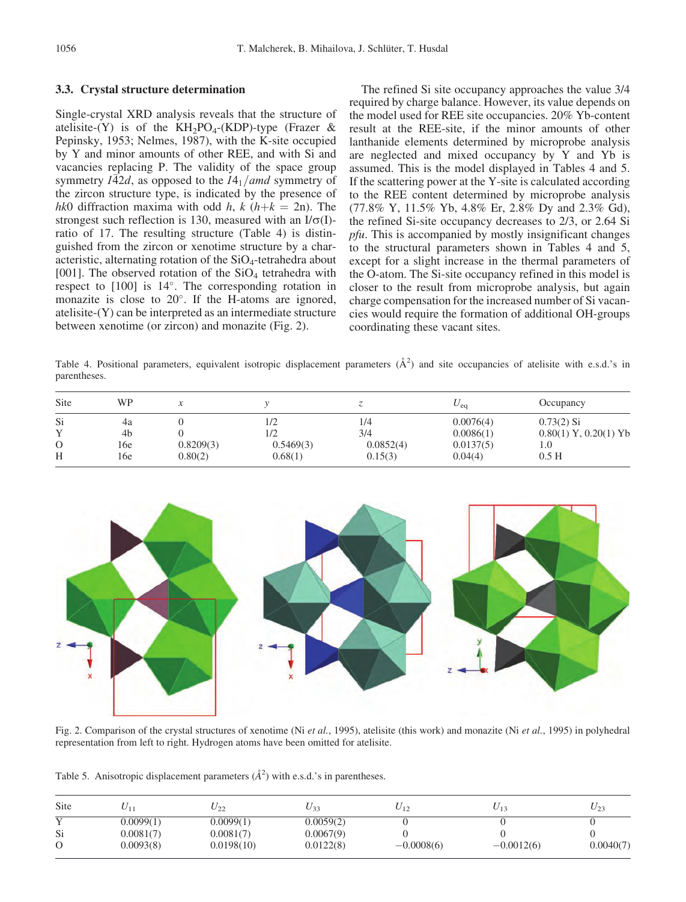### 3.3. Crystal structure determination

Single-crystal XRD analysis reveals that the structure of atelisite-(Y) is of the $KH_2PO_4$-(KDP)-type (Frazer & Pepinsky, 1953; Nelmes, 1987), with the K-site occupied by Y and minor amounts of other REE, and with Si and vacancies replacing P. The validity of the space group symmetry $I\bar{4}2d$, as opposed to the $I4_1/amd$ symmetry of the zircon structure type, is indicated by the presence of $hk0$ diffraction maxima with odd $h$, $k$ ($h+k = 2n$). The strongest such reflection is 130, measured with an $I/\sigma(I)$-ratio of 17. The resulting structure (Table 4) is distinguished from the zircon or xenotime structure by a characteristic, alternating rotation of the $SiO_4$-tetrahedra about [001]. The observed rotation of the $SiO_4$ tetrahedra with respect to [100] is 14°. The corresponding rotation in monazite is close to 20°. If the H-atoms are ignored, atelisite-(Y) can be interpreted as an intermediate structure between xenotime (or zircon) and monazite (Fig. 2).

The refined Si site occupancy approaches the value 3/4 required by charge balance. However, its value depends on the model used for REE site occupancies. 20% Yb-content result at the REE-site, if the minor amounts of other lanthanide elements determined by microprobe analysis are neglected and mixed occupancy by Y and Yb is assumed. This is the model displayed in Tables 4 and 5. If the scattering power at the Y-site is calculated according to the REE content determined by microprobe analysis (77.8% Y, 11.5% Yb, 4.8% Er, 2.8% Dy and 2.3% Gd), the refined Si-site occupancy decreases to 2/3, or 2.64 Si *pfu*. This is accompanied by mostly insignificant changes to the structural parameters shown in Tables 4 and 5, except for a slight increase in the thermal parameters of the O-atom. The Si-site occupancy refined in this model is closer to the result from microprobe analysis, but again charge compensation for the increased number of Si vacancies would require the formation of additional OH-groups coordinating these vacant sites.

Table 4. Positional parameters, equivalent isotropic displacement parameters (Å$^2$) and site occupancies of atelisite with e.s.d.'s in parentheses.

| Site | WP | $x$ | $y$ | $z$ | $U_{eq}$ | Occupancy |
|---|---|---|---|---|---|---|
| Si | 4a | 0 | 1/2 | 1/4 | 0.0076(4) | 0.73(2) Si |
| Y | 4b | 0 | 1/2 | 3/4 | 0.0086(1) | 0.80(1) Y, 0.20(1) Yb |
| O | 16e | 0.8209(3) | 0.5469(3) | 0.0852(4) | 0.0137(5) | 1.0 |
| H | 16e | 0.80(2) | 0.68(1) | 0.15(3) | 0.04(4) | 0.5 H |

Fig. 2. Comparison of the crystal structures of xenotime (Ni *et al.*, 1995), atelisite (this work) and monazite (Ni *et al.*, 1995) in polyhedral representation from left to right. Hydrogen atoms have been omitted for atelisite.

Table 5. Anisotropic displacement parameters (Å$^2$) with e.s.d.'s in parentheses.

| Site | $U_{11}$ | $U_{22}$ | $U_{33}$ | $U_{12}$ | $U_{13}$ | $U_{23}$ |
|---|---|---|---|---|---|---|
| Y | 0.0099(1) | 0.0099(1) | 0.0059(2) | 0 | 0 | 0 |
| Si | 0.0081(7) | 0.0081(7) | 0.0067(9) | 0 | 0 | 0 |
| O | 0.0093(8) | 0.0198(10) | 0.0122(8) | −0.0008(6) | −0.0012(6) | 0.0040(7) |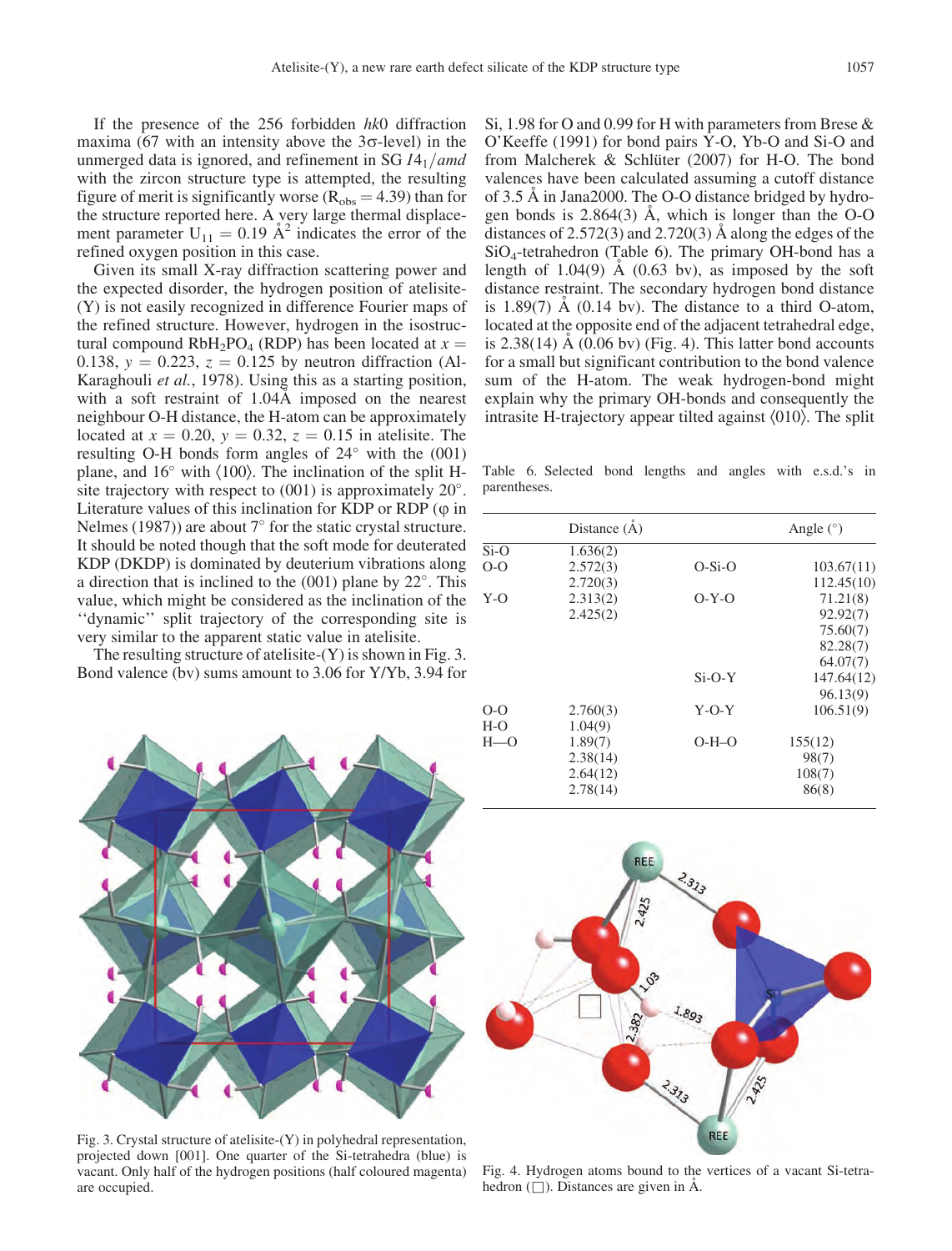If the presence of the 256 forbidden *hk*0 diffraction maxima (67 with an intensity above the 3σ-level) in the unmerged data is ignored, and refinement in SG $I4_1/amd$ with the zircon structure type is attempted, the resulting figure of merit is significantly worse ($R_{obs} = 4.39$) than for the structure reported here. A very large thermal displacement parameter $U_{11} = 0.19$ Å$^2$ indicates the error of the refined oxygen position in this case.

Given its small X-ray diffraction scattering power and the expected disorder, the hydrogen position of atelisite-(Y) is not easily recognized in difference Fourier maps of the refined structure. However, hydrogen in the isostructural compound $RbH_2PO_4$ (RDP) has been located at $x = 0.138$, $y = 0.223$, $z = 0.125$ by neutron diffraction (Al-Karaghouli *et al.*, 1978). Using this as a starting position, with a soft restraint of 1.04Å imposed on the nearest neighbour O-H distance, the H-atom can be approximately located at $x = 0.20$, $y = 0.32$, $z = 0.15$ in atelisite. The resulting O-H bonds form angles of 24° with the (001) plane, and 16° with ⟨100⟩. The inclination of the split H-site trajectory with respect to (001) is approximately 20°. Literature values of this inclination for KDP or RDP (φ in Nelmes (1987)) are about 7° for the static crystal structure. It should be noted though that the soft mode for deuterated KDP (DKDP) is dominated by deuterium vibrations along a direction that is inclined to the (001) plane by 22°. This value, which might be considered as the inclination of the "dynamic" split trajectory of the corresponding site is very similar to the apparent static value in atelisite.

The resulting structure of atelisite-(Y) is shown in Fig. 3. Bond valence (bv) sums amount to 3.06 for Y/Yb, 3.94 for Si, 1.98 for O and 0.99 for H with parameters from Brese & O'Keeffe (1991) for bond pairs Y-O, Yb-O and Si-O and from Malcherek & Schlüter (2007) for H-O. The bond valences have been calculated assuming a cutoff distance of 3.5 Å in Jana2000. The O-O distance bridged by hydrogen bonds is 2.864(3) Å, which is longer than the O-O distances of 2.572(3) and 2.720(3) Å along the edges of the $SiO_4$-tetrahedron (Table 6). The primary OH-bond has a length of 1.04(9) Å (0.63 bv), as imposed by the soft distance restraint. The secondary hydrogen bond distance is 1.89(7) Å (0.14 bv). The distance to a third O-atom, located at the opposite end of the adjacent tetrahedral edge, is 2.38(14) Å (0.06 bv) (Fig. 4). This latter bond accounts for a small but significant contribution to the bond valence sum of the H-atom. The weak hydrogen-bond might explain why the primary OH-bonds and consequently the intrasite H-trajectory appear tilted against ⟨010⟩. The split

Table 6. Selected bond lengths and angles with e.s.d.'s in parentheses.

| | Distance (Å) | | Angle (°) |
|---|---|---|---|
| Si-O | 1.636(2) | | |
| O-O | 2.572(3) | O-Si-O | 103.67(11) |
| | 2.720(3) | | 112.45(10) |
| Y-O | 2.313(2) | O-Y-O | 71.21(8) |
| | 2.425(2) | | 92.92(7) |
| | | | 75.60(7) |
| | | | 82.28(7) |
| | | | 64.07(7) |
| | | Si-O-Y | 147.64(12) |
| | | | 96.13(9) |
| O-O | 2.760(3) | Y-O-Y | 106.51(9) |
| H-O | 1.04(9) | | |
| H—O | 1.89(7) | O-H–O | 155(12) |
| | 2.38(14) | | 98(7) |
| | 2.64(12) | | 108(7) |
| | 2.78(14) | | 86(8) |

Fig. 3. Crystal structure of atelisite-(Y) in polyhedral representation, projected down [001]. One quarter of the Si-tetrahedra (blue) is vacant. Only half of the hydrogen positions (half coloured magenta) are occupied.

Fig. 4. Hydrogen atoms bound to the vertices of a vacant Si-tetrahedron (□). Distances are given in Å.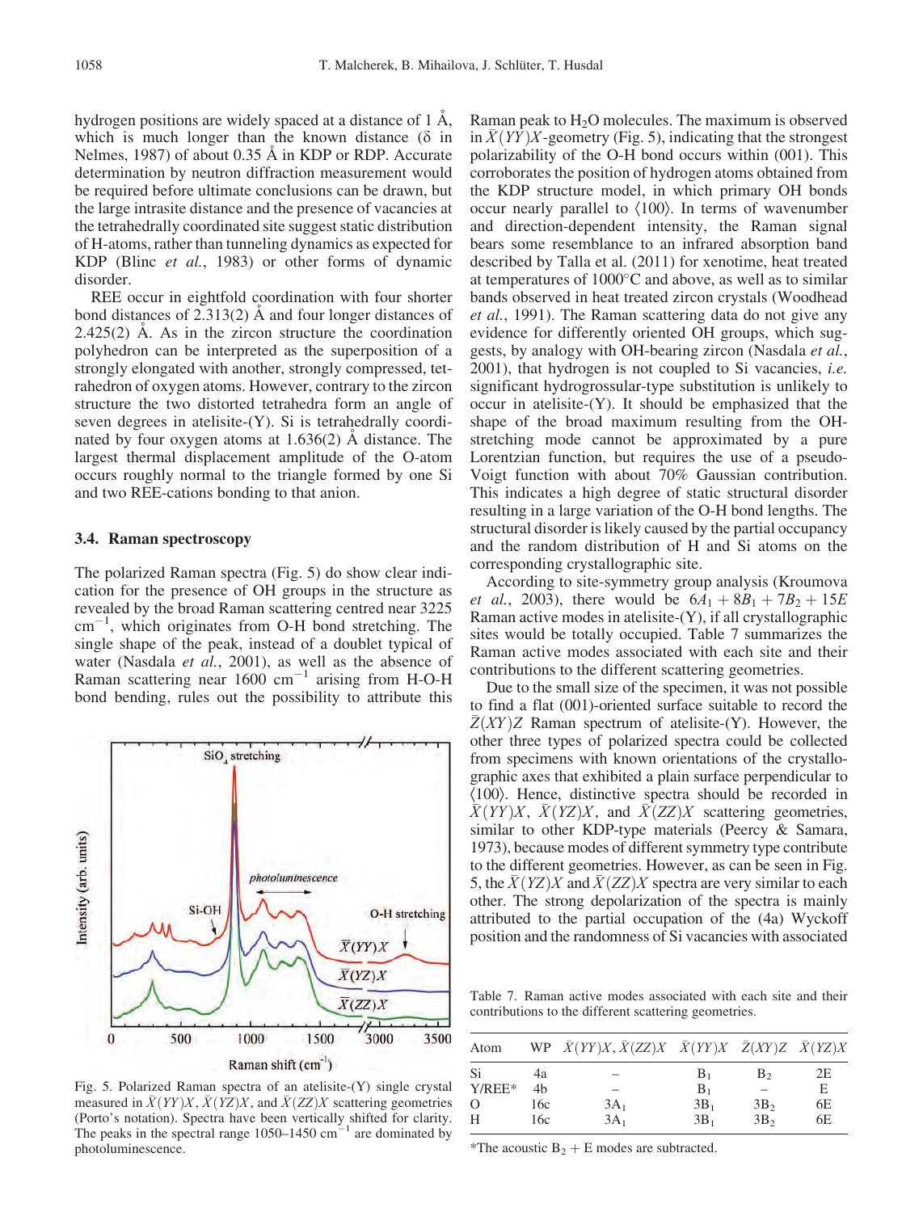hydrogen positions are widely spaced at a distance of 1 Å, which is much longer than the known distance (δ in Nelmes, 1987) of about 0.35 Å in KDP or RDP. Accurate determination by neutron diffraction measurement would be required before ultimate conclusions can be drawn, but the large intrasite distance and the presence of vacancies at the tetrahedrally coordinated site suggest static distribution of H-atoms, rather than tunneling dynamics as expected for KDP (Blinc *et al.*, 1983) or other forms of dynamic disorder.

REE occur in eightfold coordination with four shorter bond distances of 2.313(2) Å and four longer distances of 2.425(2) Å. As in the zircon structure the coordination polyhedron can be interpreted as the superposition of a strongly elongated with another, strongly compressed, tetrahedron of oxygen atoms. However, contrary to the zircon structure the two distorted tetrahedra form an angle of seven degrees in atelisite-(Y). Si is tetrahedrally coordinated by four oxygen atoms at 1.636(2) Å distance. The largest thermal displacement amplitude of the O-atom occurs roughly normal to the triangle formed by one Si and two REE-cations bonding to that anion.

### 3.4. Raman spectroscopy

The polarized Raman spectra (Fig. 5) do show clear indication for the presence of OH groups in the structure as revealed by the broad Raman scattering centred near 3225 $cm^{-1}$, which originates from O-H bond stretching. The single shape of the peak, instead of a doublet typical of water (Nasdala *et al.*, 2001), as well as the absence of Raman scattering near 1600 $cm^{-1}$ arising from H-O-H bond bending, rules out the possibility to attribute this Raman peak to $H_2O$ molecules. The maximum is observed in $\bar{X}(YY)X$-geometry (Fig. 5), indicating that the strongest polarizability of the O-H bond occurs within (001). This corroborates the position of hydrogen atoms obtained from the KDP structure model, in which primary OH bonds occur nearly parallel to ⟨100⟩. In terms of wavenumber and direction-dependent intensity, the Raman signal bears some resemblance to an infrared absorption band described by Talla et al. (2011) for xenotime, heat treated at temperatures of 1000°C and above, as well as to similar bands observed in heat treated zircon crystals (Woodhead *et al.*, 1991). The Raman scattering data do not give any evidence for differently oriented OH groups, which suggests, by analogy with OH-bearing zircon (Nasdala *et al.*, 2001), that hydrogen is not coupled to Si vacancies, *i.e.* significant hydrogrossular-type substitution is unlikely to occur in atelisite-(Y). It should be emphasized that the shape of the broad maximum resulting from the OH-stretching mode cannot be approximated by a pure Lorentzian function, but requires the use of a pseudo-Voigt function with about 70% Gaussian contribution. This indicates a high degree of static structural disorder resulting in a large variation of the O-H bond lengths. The structural disorder is likely caused by the partial occupancy and the random distribution of H and Si atoms on the corresponding crystallographic site.

Fig. 5. Polarized Raman spectra of an atelisite-(Y) single crystal measured in $\bar{X}(YY)X$, $\bar{X}(YZ)X$, and $\bar{X}(ZZ)X$ scattering geometries (Porto's notation). Spectra have been vertically shifted for clarity. The peaks in the spectral range 1050–1450 $cm^{-1}$ are dominated by photoluminescence.

According to site-symmetry group analysis (Kroumova *et al.*, 2003), there would be $6A_1 + 8B_1 + 7B_2 + 15E$ Raman active modes in atelisite-(Y), if all crystallographic sites would be totally occupied. Table 7 summarizes the Raman active modes associated with each site and their contributions to the different scattering geometries.

Due to the small size of the specimen, it was not possible to find a flat (001)-oriented surface suitable to record the $\bar{Z}(XY)Z$ Raman spectrum of atelisite-(Y). However, the other three types of polarized spectra could be collected from specimens with known orientations of the crystallographic axes that exhibited a plain surface perpendicular to ⟨100⟩. Hence, distinctive spectra should be recorded in $\bar{X}(YY)X$, $\bar{X}(YZ)X$, and $\bar{X}(ZZ)X$ scattering geometries, similar to other KDP-type materials (Peercy & Samara, 1973), because modes of different symmetry type contribute to the different geometries. However, as can be seen in Fig. 5, the $\bar{X}(YZ)X$ and $\bar{X}(ZZ)X$ spectra are very similar to each other. The strong depolarization of the spectra is mainly attributed to the partial occupation of the (4a) Wyckoff position and the randomness of Si vacancies with associated

Table 7. Raman active modes associated with each site and their contributions to the different scattering geometries.

| Atom | WP | $\bar{X}(YY)X, \bar{X}(ZZ)X$ | $\bar{X}(YY)X$ | $\bar{Z}(XY)Z$ | $\bar{X}(YZ)X$ |
|---|---|---|---|---|---|
| Si | 4a | – | $B_1$ | $B_2$ | 2E |
| Y/REE* | 4b | – | $B_1$ | – | E |
| O | 16c | $3A_1$ | $3B_1$ | $3B_2$ | 6E |
| H | 16c | $3A_1$ | $3B_1$ | $3B_2$ | 6E |

*The acoustic $B_2$ + E modes are subtracted.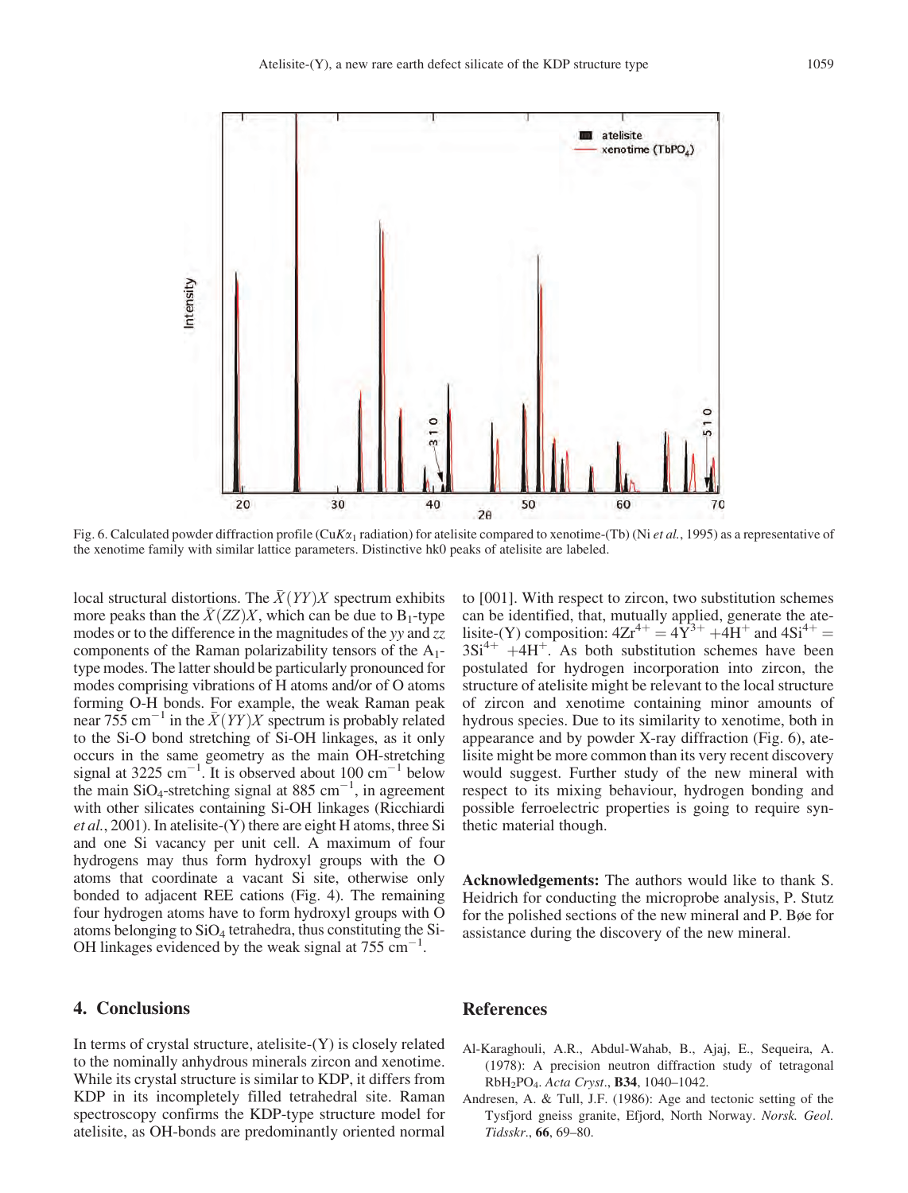Fig. 6. Calculated powder diffraction profile (Cu$K\alpha_1$ radiation) for atelisite compared to xenotime-(Tb) (Ni *et al.*, 1995) as a representative of the xenotime family with similar lattice parameters. Distinctive hk0 peaks of atelisite are labeled.

local structural distortions. The $\bar{X}(YY)X$ spectrum exhibits more peaks than the $\bar{X}(ZZ)X$, which can be due to $B_1$-type modes or to the difference in the magnitudes of the *yy* and *zz* components of the Raman polarizability tensors of the $A_1$-type modes. The latter should be particularly pronounced for modes comprising vibrations of H atoms and/or of O atoms forming O-H bonds. For example, the weak Raman peak near 755 $cm^{-1}$ in the $\bar{X}(YY)X$ spectrum is probably related to the Si-O bond stretching of Si-OH linkages, as it only occurs in the same geometry as the main OH-stretching signal at 3225 $cm^{-1}$. It is observed about 100 $cm^{-1}$ below the main $SiO_4$-stretching signal at 885 $cm^{-1}$, in agreement with other silicates containing Si-OH linkages (Ricchiardi *et al.*, 2001). In atelisite-(Y) there are eight H atoms, three Si and one Si vacancy per unit cell. A maximum of four hydrogens may thus form hydroxyl groups with the O atoms that coordinate a vacant Si site, otherwise only bonded to adjacent REE cations (Fig. 4). The remaining four hydrogen atoms have to form hydroxyl groups with O atoms belonging to $SiO_4$ tetrahedra, thus constituting the Si-OH linkages evidenced by the weak signal at 755 $cm^{-1}$.

## 4. Conclusions

In terms of crystal structure, atelisite-(Y) is closely related to the nominally anhydrous minerals zircon and xenotime. While its crystal structure is similar to KDP, it differs from KDP in its incompletely filled tetrahedral site. Raman spectroscopy confirms the KDP-type structure model for atelisite, as OH-bonds are predominantly oriented normal to [001]. With respect to zircon, two substitution schemes can be identified, that, mutually applied, generate the atelisite-(Y) composition: $4Zr^{4+} = 4Y^{3+} + 4H^{+}$ and $4Si^{4+} = 3Si^{4+} + 4H^{+}$. As both substitution schemes have been postulated for hydrogen incorporation into zircon, the structure of atelisite might be relevant to the local structure of zircon and xenotime containing minor amounts of hydrous species. Due to its similarity to xenotime, both in appearance and by powder X-ray diffraction (Fig. 6), atelisite might be more common than its very recent discovery would suggest. Further study of the new mineral with respect to its mixing behaviour, hydrogen bonding and possible ferroelectric properties is going to require synthetic material though.

**Acknowledgements:** The authors would like to thank S. Heidrich for conducting the microprobe analysis, P. Stutz for the polished sections of the new mineral and P. Bøe for assistance during the discovery of the new mineral.

## References

Al-Karaghouli, A.R., Abdul-Wahab, B., Ajaj, E., Sequeira, A. (1978): A precision neutron diffraction study of tetragonal $RbH_2PO_4$. *Acta Cryst.*, **B34**, 1040–1042.

Andresen, A. & Tull, J.F. (1986): Age and tectonic setting of the Tysfjord gneiss granite, Efjord, North Norway. *Norsk. Geol. Tidsskr.*, **66**, 69–80.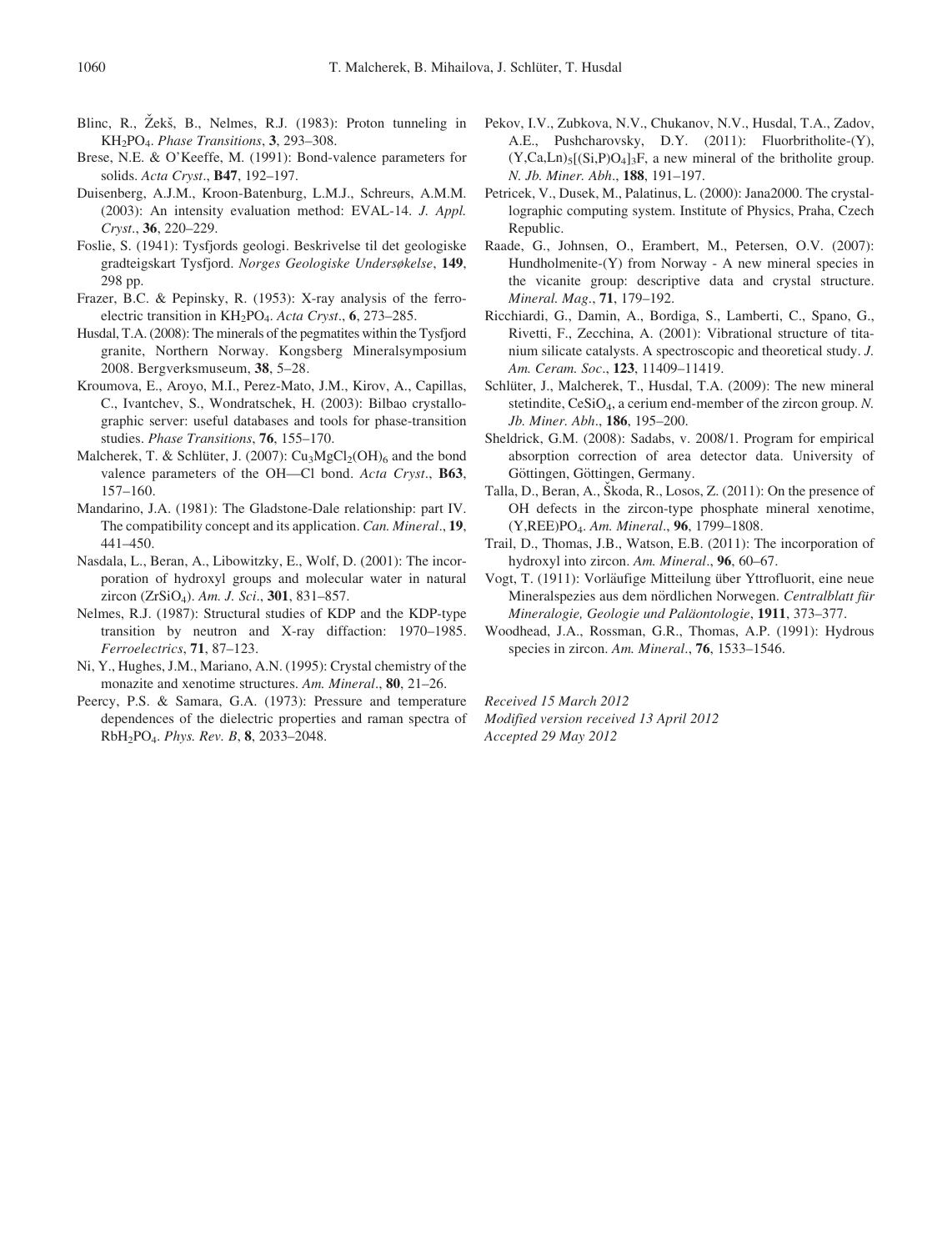Blinc, R., Žekš, B., Nelmes, R.J. (1983): Proton tunneling in $KH_2PO_4$. *Phase Transitions*, **3**, 293–308.

Brese, N.E. & O'Keeffe, M. (1991): Bond-valence parameters for solids. *Acta Cryst*., **B47**, 192–197.

Duisenberg, A.J.M., Kroon-Batenburg, L.M.J., Schreurs, A.M.M. (2003): An intensity evaluation method: EVAL-14. *J. Appl. Cryst*., **36**, 220–229.

Foslie, S. (1941): Tysfjords geologi. Beskrivelse til det geologiske gradteigskart Tysfjord. *Norges Geologiske Undersøkelse*, **149**, 298 pp.

Frazer, B.C. & Pepinsky, R. (1953): X-ray analysis of the ferroelectric transition in $KH_2PO_4$. *Acta Cryst*., **6**, 273–285.

Husdal, T.A. (2008): The minerals of the pegmatites within the Tysfjord granite, Northern Norway. Kongsberg Mineralsymposium 2008. Bergverksmuseum, **38**, 5–28.

Kroumova, E., Aroyo, M.I., Perez-Mato, J.M., Kirov, A., Capillas, C., Ivantchev, S., Wondratschek, H. (2003): Bilbao crystallographic server: useful databases and tools for phase-transition studies. *Phase Transitions*, **76**, 155–170.

Malcherek, T. & Schlüter, J. (2007): $Cu_3MgCl_2(OH)_6$ and the bond valence parameters of the OH—Cl bond. *Acta Cryst*., **B63**, 157–160.

Mandarino, J.A. (1981): The Gladstone-Dale relationship: part IV. The compatibility concept and its application. *Can. Mineral*., **19**, 441–450.

Nasdala, L., Beran, A., Libowitzky, E., Wolf, D. (2001): The incorporation of hydroxyl groups and molecular water in natural zircon ($ZrSiO_4$). *Am. J. Sci*., **301**, 831–857.

Nelmes, R.J. (1987): Structural studies of KDP and the KDP-type transition by neutron and X-ray diffraction: 1970–1985. *Ferroelectrics*, **71**, 87–123.

Ni, Y., Hughes, J.M., Mariano, A.N. (1995): Crystal chemistry of the monazite and xenotime structures. *Am. Mineral*., **80**, 21–26.

Peercy, P.S. & Samara, G.A. (1973): Pressure and temperature dependences of the dielectric properties and raman spectra of $RbH_2PO_4$. *Phys. Rev. B*, **8**, 2033–2048.

Pekov, I.V., Zubkova, N.V., Chukanov, N.V., Husdal, T.A., Zadov, A.E., Pushcharovsky, D.Y. (2011): Fluorbritholite-(Y), $(Y,Ca,Ln)_5[(Si,P)O_4]_3F$, a new mineral of the britholite group. *N. Jb. Miner. Abh*., **188**, 191–197.

Petricek, V., Dusek, M., Palatinus, L. (2000): Jana2000. The crystallographic computing system. Institute of Physics, Praha, Czech Republic.

Raade, G., Johnsen, O., Erambert, M., Petersen, O.V. (2007): Hundholmenite-(Y) from Norway - A new mineral species in the vicanite group: descriptive data and crystal structure. *Mineral. Mag*., **71**, 179–192.

Ricchiardi, G., Damin, A., Bordiga, S., Lamberti, C., Spano, G., Rivetti, F., Zecchina, A. (2001): Vibrational structure of titanium silicate catalysts. A spectroscopic and theoretical study. *J. Am. Ceram. Soc*., **123**, 11409–11419.

Schlüter, J., Malcherek, T., Husdal, T.A. (2009): The new mineral stetindite, $CeSiO_4$, a cerium end-member of the zircon group. *N. Jb. Miner. Abh*., **186**, 195–200.

Sheldrick, G.M. (2008): Sadabs, v. 2008/1. Program for empirical absorption correction of area detector data. University of Göttingen, Göttingen, Germany.

Talla, D., Beran, A., Škoda, R., Losos, Z. (2011): On the presence of OH defects in the zircon-type phosphate mineral xenotime, $(Y,REE)PO_4$. *Am. Mineral*., **96**, 1799–1808.

Trail, D., Thomas, J.B., Watson, E.B. (2011): The incorporation of hydroxyl into zircon. *Am. Mineral*., **96**, 60–67.

Vogt, T. (1911): Vorläufige Mitteilung über Yttrofluorit, eine neue Mineralspezies aus dem nördlichen Norwegen. *Centralblatt für Mineralogie, Geologie und Paläontologie*, **1911**, 373–377.

Woodhead, J.A., Rossman, G.R., Thomas, A.P. (1991): Hydrous species in zircon. *Am. Mineral*., **76**, 1533–1546.

*Received 15 March 2012*
*Modified version received 13 April 2012*
*Accepted 29 May 2012*